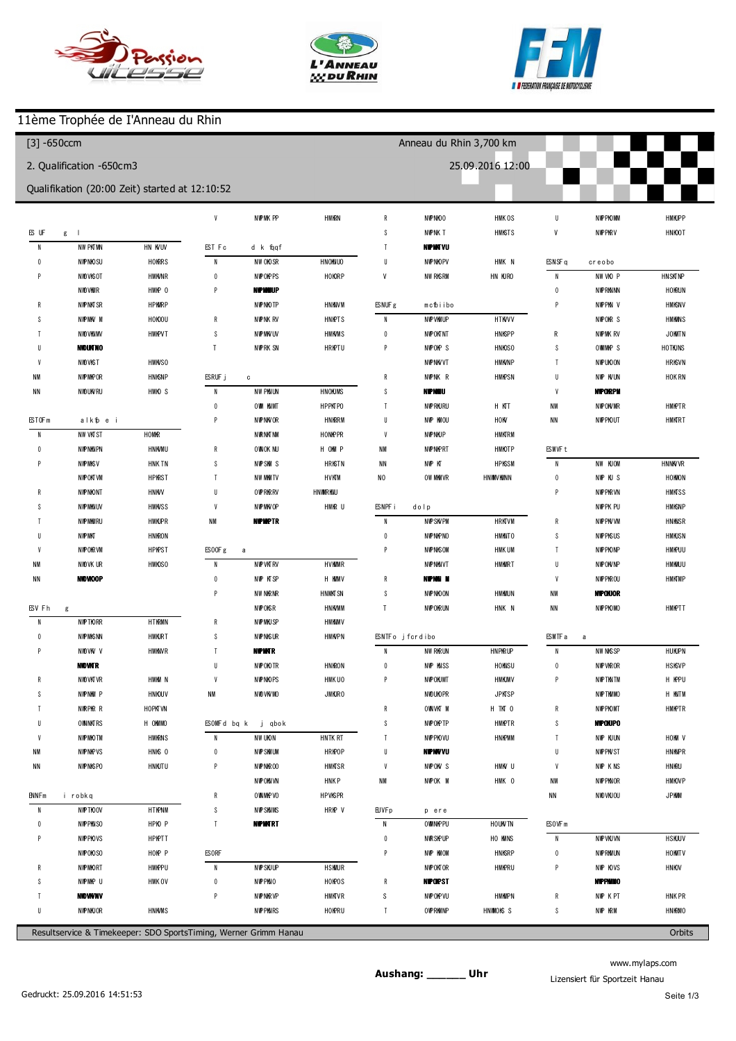# 11ème Trophée de I'Anneau du Rhin

[3] -650ccm

Anneau du Rhin 3,700 km

2. Qualification -650cm3

25.09.2016 12:00

Qualifikation (20:00 Zeit) started at 12:10:52

Resultservice & Timekeeper: SDO SportsTiming, Werner Grimm Hanau

Orbits

Aushang: ______ Uhr

www.mylaps.com

Lizensiert für Sportzeit Hanau

Gedruckt: 25.09.2016 14:51:53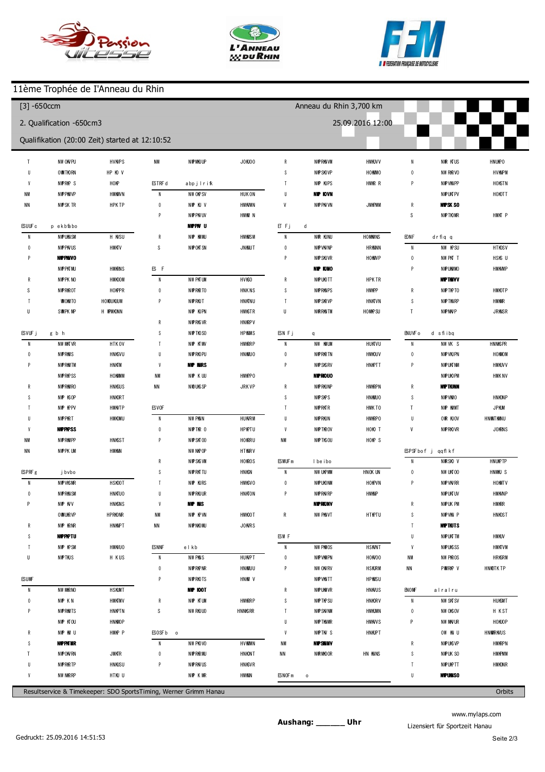# 11ème Trophée de l'Anneau du Rhin

[3] -650ccm

Anneau du Rhin 3,700 km

2. Qualification -650cm3

25.09.2016 12:00

Qualifikation (20:00 Zeit) started at 12:10:52

Resultservice & Timekeeper: SDO SportsTiming, Werner Grimm Hanau

Orbits

www.mylaps.com

Aushang: ______ Uhr

Lizensiert für Sportzeit Hanau

Gedruckt: 25.09.2016 14:51:53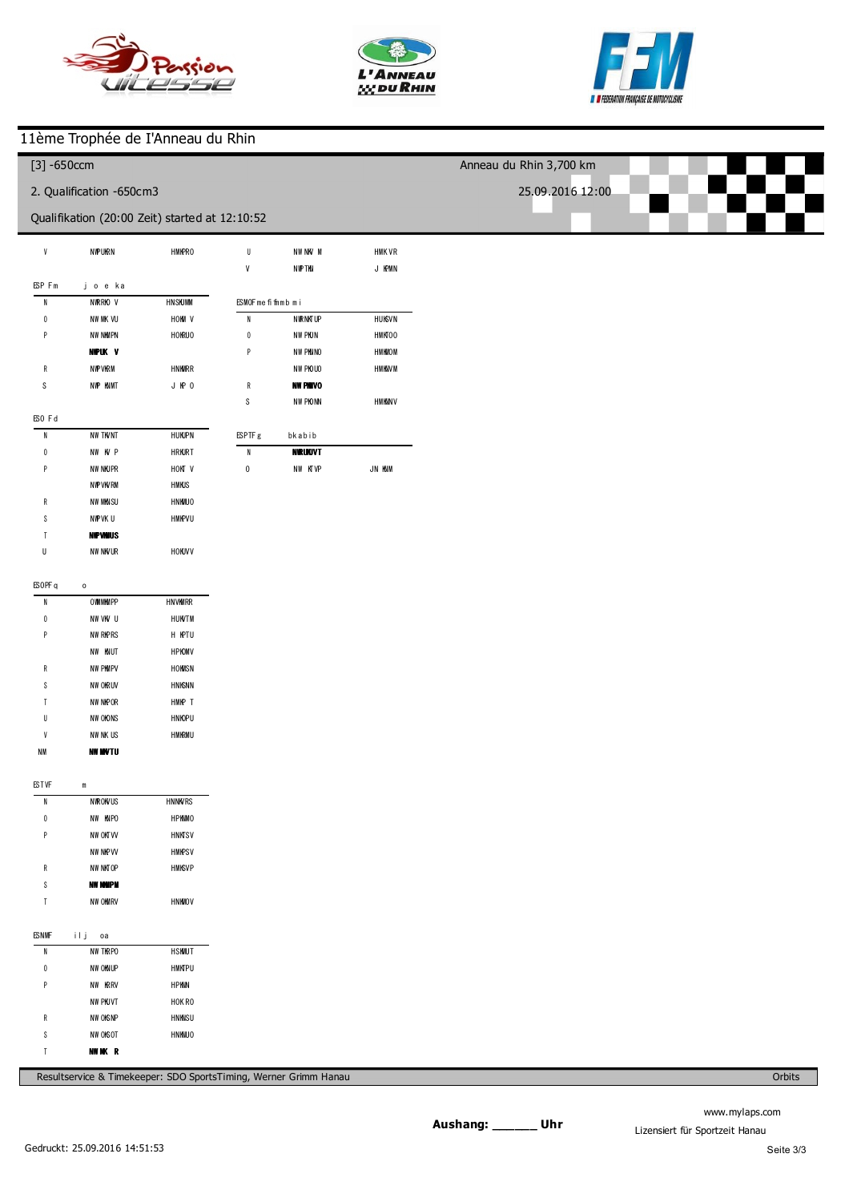# 11ème Trophée de l'Anneau du Rhin

[3] -650ccm

2. Qualification -650cm3

Qualifikation (20:00 Zeit) started at 12:10:52

Anneau du Rhin 3,700 km

25.09.2016 12:00

| | | |
|---|---|---|
| V | NMPURN | HMPRO |

ESP Fm j o e ka

| | | |
|---|---|---|
| N | NMRRO V | HNSKUMM |
| 0 | NM MK VU | HOMI V |
| P | NM NMMPN | HOHRUO |
| | **NMPLK V** | |
| R | NMPVRM | HNMRR |
| S | NMP KMT | J KP 0 |

ESO Fd

| | | |
|---|---|---|
| N | NM TWNT | HUKPN |
| 0 | NM KV P | HRKRT |
| P | NM NKUPR | HOKT V |
| | NMPVWRM | HMKS |
| R | NM MNSU | HNMUO |
| S | NMPVK U | HMPVU |
| T | **NMPVMUS** | |
| U | NM NWUR | HOKVV |

ESOPFq o

| | | |
|---|---|---|
| N | OMNMMPP | HNVMRR |
| 0 | NM VW U | HUWTM |
| P | NM RKPRS | H KPTU |
| | NM KMUT | HPKMV |
| R | NM PMPV | HOMSN |
| S | NM ORUV | HNKSNN |
| T | NM NKPOR | HMKP T |
| U | NM OKONS | HNKOPU |
| V | NM NK US | HMKRMU |
| NM | **NM MVTU** | |

ESTVF m

| | | |
|---|---|---|
| N | NMROWUS | HNNWRS |
| 0 | NM KMPO | HPKMMO |
| P | NM OKTVV | HNKTSV |
| | NM NKPVV | HMKPSV |
| R | NM NKTOP | HMKSVP |
| S | **NM NMMPM** | |
| T | NM OMRV | HNMOV |

ESNMF ilj oa

| | | |
|---|---|---|
| N | NM TKRPO | HSMUT |
| 0 | NM OMUP | HMKTPU |
| P | NM KRV | HPKNN |
| | NM PKUVT | HOKRO |
| R | NM OKSNP | HNMSU |
| S | NM OKSOT | HNMUO |
| T | **NM NK R** | |

| | | |
|---|---|---|
| U | NM NW M | HMKVR |
| V | NMPTNI | J KPMN |

ESMOF me fi fmb mi

| | | |
|---|---|---|
| N | NMRNKTUP | HUKVN |
| 0 | NM PKUN | HMKTOO |
| P | NM PMNO | HMMOM |
| | NM PKOUO | HMKMVM |
| R | **NM PMVO** | |
| S | NM PKONN | HMKNV |

ESPTF g bkabib

| | | |
|---|---|---|
| N | **NMRUKVT** | |
| 0 | NM KTVP | JN KMM |

Resultservice & Timekeeper: SDO SportsTiming, Werner Grimm Hanau — Orbits

Aushang: ______ Uhr

www.mylaps.com

Lizensiert für Sportzeit Hanau

Gedruckt: 25.09.2016 14:51:53